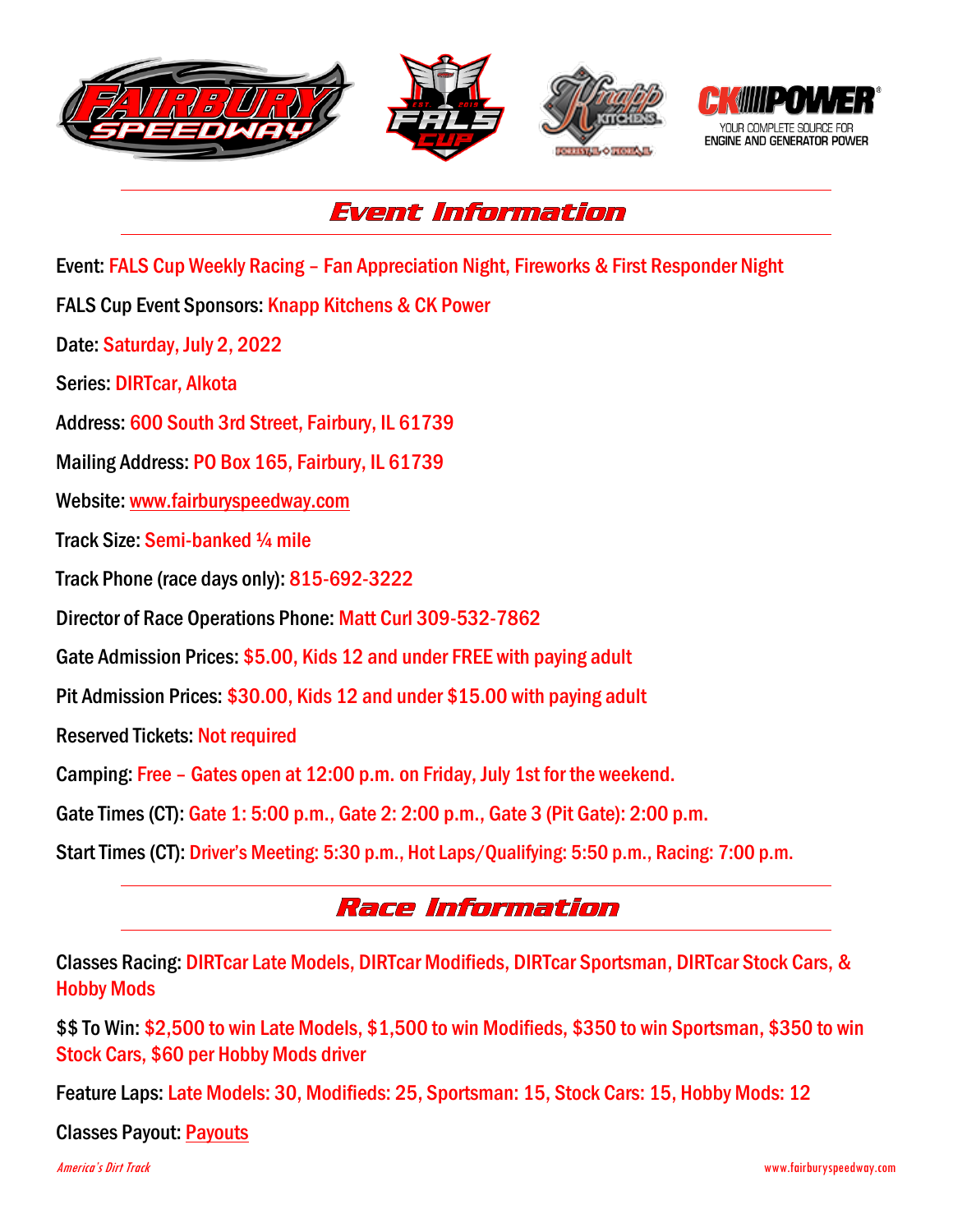## Event Information

Event: FALS Cup Weekly Racing – Fan Appreciation Night, Fireworks & First Responder Night

FALS Cup Event Sponsors: Knapp Kitchens & CK Power

Date: Saturday, July 2, 2022

Series: DIRTcar, Alkota

Address: 600 South 3rd Street, Fairbury, IL 61739

Mailing Address: PO Box 165, Fairbury, IL 61739

Website: www.fairburyspeedway.com

Track Size: Semi-banked ¼ mile

Track Phone (race days only): 815-692-3222

Director of Race Operations Phone: Matt Curl 309-532-7862

Gate Admission Prices: $5.00, Kids 12 and under FREE with paying adult

Pit Admission Prices: $30.00, Kids 12 and under $15.00 with paying adult

Reserved Tickets: Not required

Camping: Free – Gates open at 12:00 p.m. on Friday, July 1st for the weekend.

Gate Times (CT): Gate 1: 5:00 p.m., Gate 2: 2:00 p.m., Gate 3 (Pit Gate): 2:00 p.m.

Start Times (CT): Driver's Meeting: 5:30 p.m., Hot Laps/Qualifying: 5:50 p.m., Racing: 7:00 p.m.

## Race Information

Classes Racing: DIRTcar Late Models, DIRTcar Modifieds, DIRTcar Sportsman, DIRTcar Stock Cars, & Hobby Mods

$$ To Win: $2,500 to win Late Models, $1,500 to win Modifieds, $350 to win Sportsman, $350 to win Stock Cars, $60 per Hobby Mods driver

Feature Laps: Late Models: 30, Modifieds: 25, Sportsman: 15, Stock Cars: 15, Hobby Mods: 12

Classes Payout: Payouts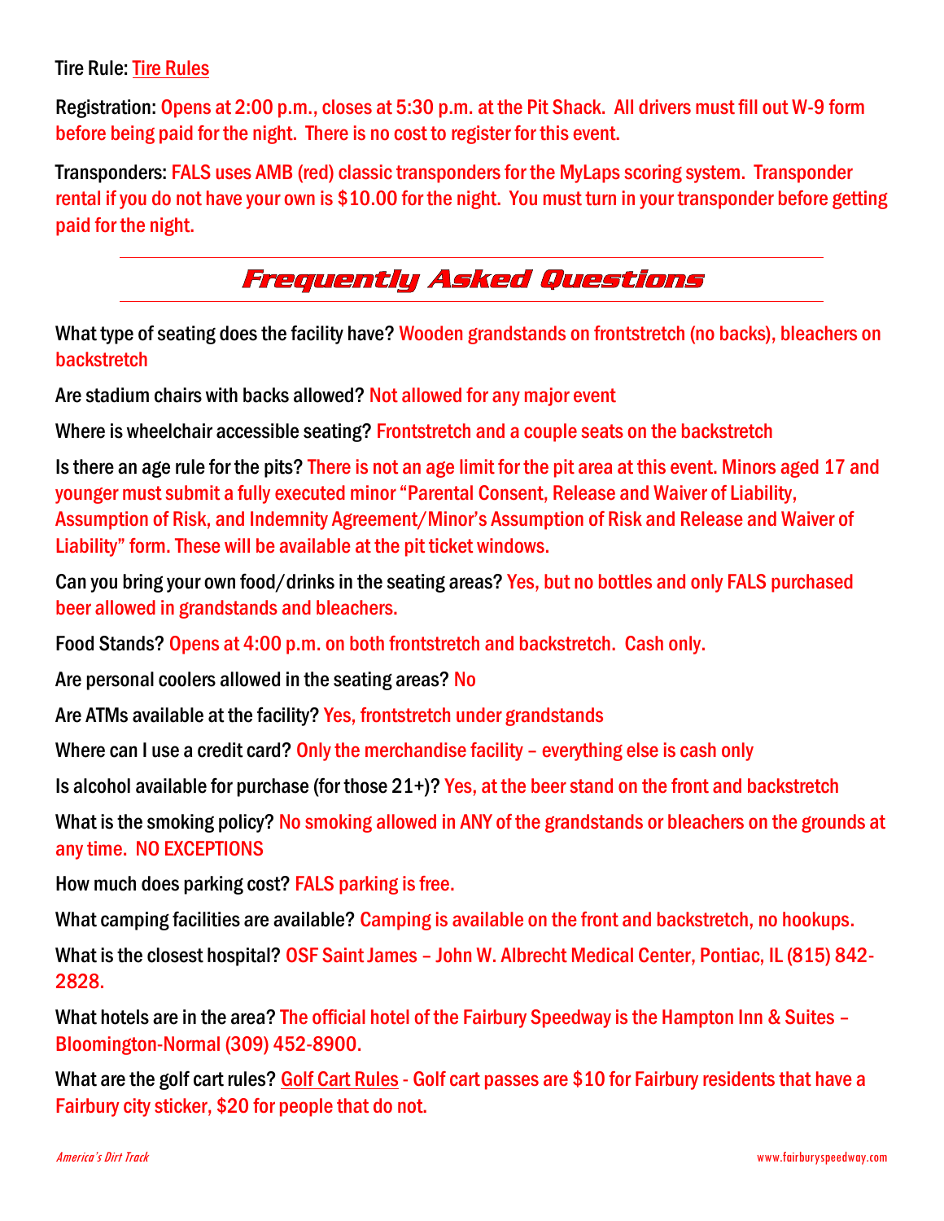Tire Rule: Tire Rules

Registration: Opens at 2:00 p.m., closes at 5:30 p.m. at the Pit Shack. All drivers must fill out W-9 form before being paid for the night. There is no cost to register for this event.

Transponders: FALS uses AMB (red) classic transponders for the MyLaps scoring system. Transponder rental if you do not have your own is $10.00 for the night. You must turn in your transponder before getting paid for the night.

## Frequently Asked Questions

What type of seating does the facility have? Wooden grandstands on frontstretch (no backs), bleachers on backstretch

Are stadium chairs with backs allowed? Not allowed for any major event

Where is wheelchair accessible seating? Frontstretch and a couple seats on the backstretch

Is there an age rule for the pits? There is not an age limit for the pit area at this event. Minors aged 17 and younger must submit a fully executed minor "Parental Consent, Release and Waiver of Liability, Assumption of Risk, and Indemnity Agreement/Minor's Assumption of Risk and Release and Waiver of Liability" form. These will be available at the pit ticket windows.

Can you bring your own food/drinks in the seating areas? Yes, but no bottles and only FALS purchased beer allowed in grandstands and bleachers.

Food Stands? Opens at 4:00 p.m. on both frontstretch and backstretch. Cash only.

Are personal coolers allowed in the seating areas? No

Are ATMs available at the facility? Yes, frontstretch under grandstands

Where can I use a credit card? Only the merchandise facility – everything else is cash only

Is alcohol available for purchase (for those 21+)? Yes, at the beer stand on the front and backstretch

What is the smoking policy? No smoking allowed in ANY of the grandstands or bleachers on the grounds at any time. NO EXCEPTIONS

How much does parking cost? FALS parking is free.

What camping facilities are available? Camping is available on the front and backstretch, no hookups.

What is the closest hospital? OSF Saint James – John W. Albrecht Medical Center, Pontiac, IL (815) 842-2828.

What hotels are in the area? The official hotel of the Fairbury Speedway is the Hampton Inn & Suites – Bloomington-Normal (309) 452-8900.

What are the golf cart rules? Golf Cart Rules - Golf cart passes are $10 for Fairbury residents that have a Fairbury city sticker, $20 for people that do not.